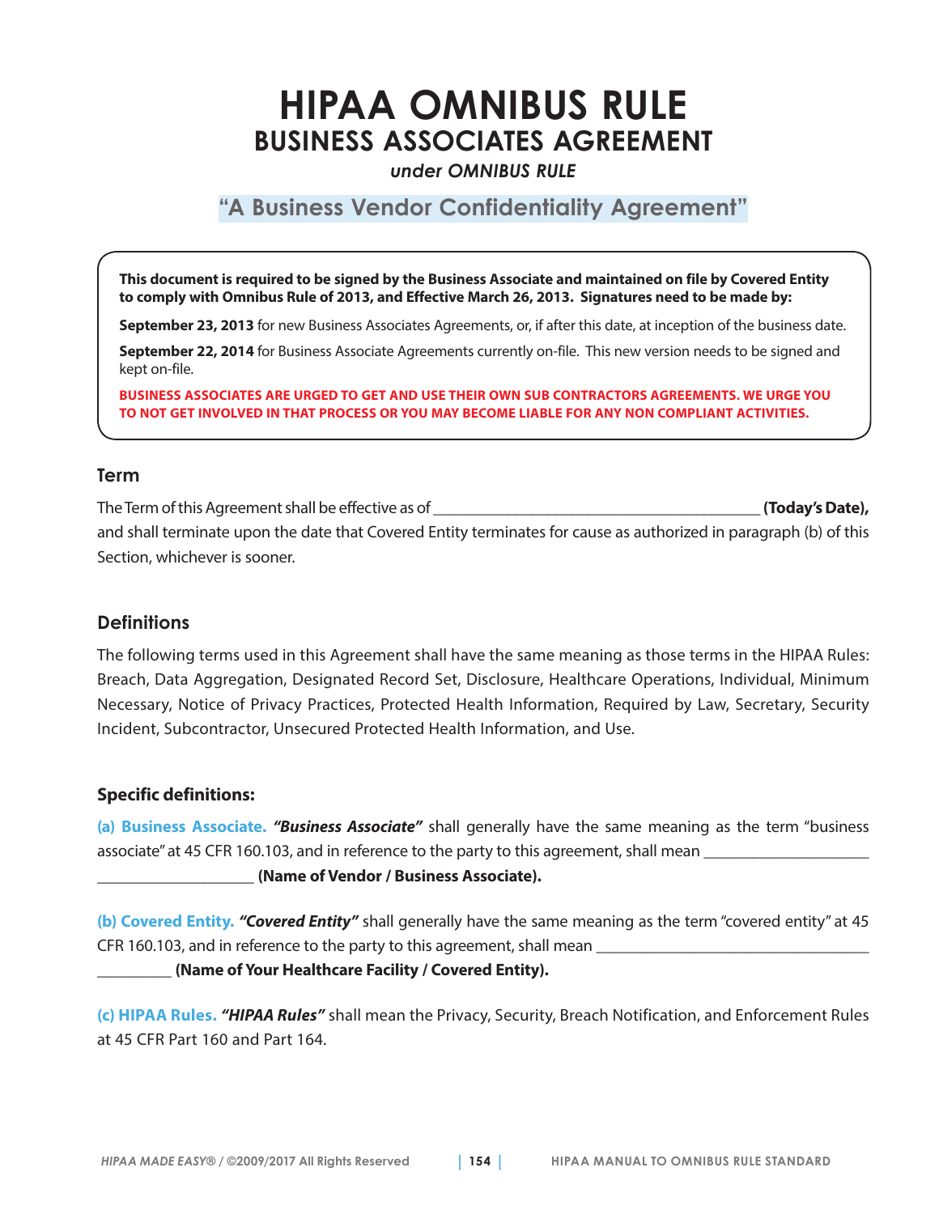# HIPAA OMNIBUS RULE

## BUSINESS ASSOCIATES AGREEMENT

*under OMNIBUS RULE*

### "A Business Vendor Confidentiality Agreement"

**This document is required to be signed by the Business Associate and maintained on file by Covered Entity to comply with Omnibus Rule of 2013, and Effective March 26, 2013. Signatures need to be made by:**

**September 23, 2013** for new Business Associates Agreements, or, if after this date, at inception of the business date.

**September 22, 2014** for Business Associate Agreements currently on-file. This new version needs to be signed and kept on-file.

**BUSINESS ASSOCIATES ARE URGED TO GET AND USE THEIR OWN SUB CONTRACTORS AGREEMENTS. WE URGE YOU TO NOT GET INVOLVED IN THAT PROCESS OR YOU MAY BECOME LIABLE FOR ANY NON COMPLIANT ACTIVITIES.**

### Term

The Term of this Agreement shall be effective as of ________________________________________ **(Today's Date),** and shall terminate upon the date that Covered Entity terminates for cause as authorized in paragraph (b) of this Section, whichever is sooner.

### Definitions

The following terms used in this Agreement shall have the same meaning as those terms in the HIPAA Rules: Breach, Data Aggregation, Designated Record Set, Disclosure, Healthcare Operations, Individual, Minimum Necessary, Notice of Privacy Practices, Protected Health Information, Required by Law, Secretary, Security Incident, Subcontractor, Unsecured Protected Health Information, and Use.

### Specific definitions:

**(a) Business Associate.** ***"Business Associate"*** shall generally have the same meaning as the term "business associate" at 45 CFR 160.103, and in reference to the party to this agreement, shall mean ____________________ ____________________ **(Name of Vendor / Business Associate).**

**(b) Covered Entity.** ***"Covered Entity"*** shall generally have the same meaning as the term "covered entity" at 45 CFR 160.103, and in reference to the party to this agreement, shall mean __________________________________ _________ **(Name of Your Healthcare Facility / Covered Entity).**

**(c) HIPAA Rules.** ***"HIPAA Rules"*** shall mean the Privacy, Security, Breach Notification, and Enforcement Rules at 45 CFR Part 160 and Part 164.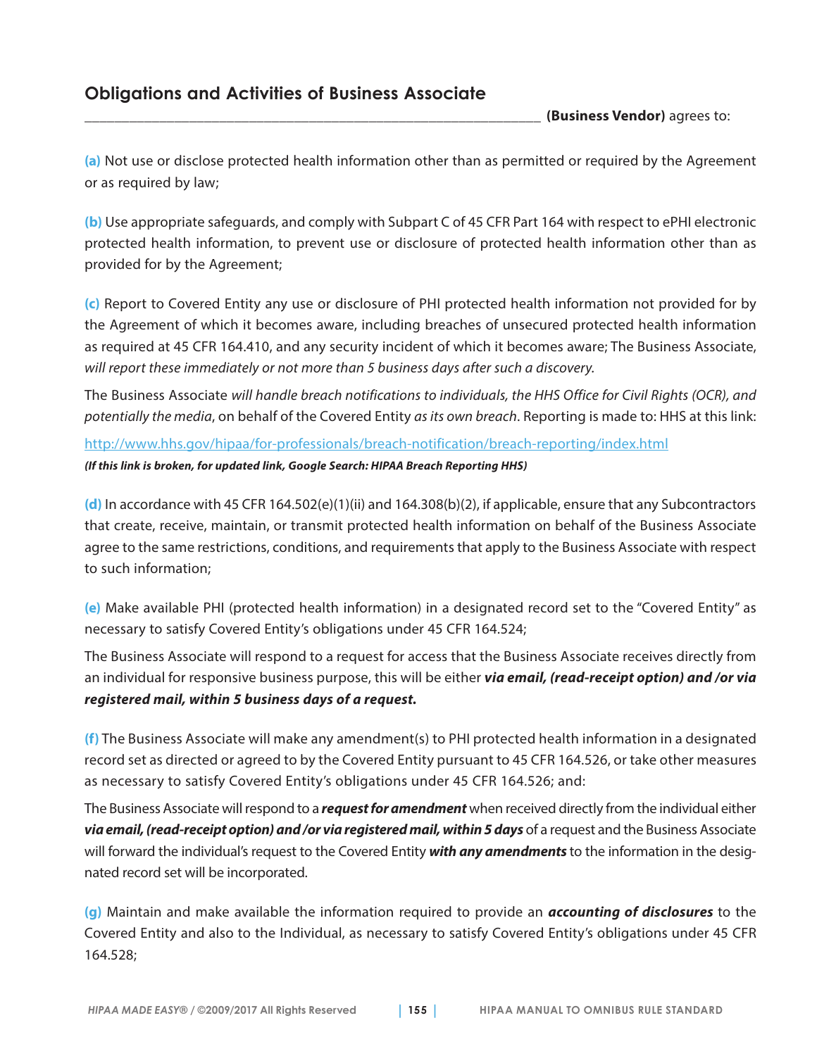## Obligations and Activities of Business Associate

_______________________________________________ **(Business Vendor)** agrees to:

**(a)** Not use or disclose protected health information other than as permitted or required by the Agreement or as required by law;

**(b)** Use appropriate safeguards, and comply with Subpart C of 45 CFR Part 164 with respect to ePHI electronic protected health information, to prevent use or disclosure of protected health information other than as provided for by the Agreement;

**(c)** Report to Covered Entity any use or disclosure of PHI protected health information not provided for by the Agreement of which it becomes aware, including breaches of unsecured protected health information as required at 45 CFR 164.410, and any security incident of which it becomes aware; The Business Associate, *will report these immediately or not more than 5 business days after such a discovery.*

The Business Associate *will handle breach notifications to individuals, the HHS Office for Civil Rights (OCR), and potentially the media*, on behalf of the Covered Entity *as its own breach*. Reporting is made to: HHS at this link:

http://www.hhs.gov/hipaa/for-professionals/breach-notification/breach-reporting/index.html

***(If this link is broken, for updated link, Google Search: HIPAA Breach Reporting HHS)***

**(d)** In accordance with 45 CFR 164.502(e)(1)(ii) and 164.308(b)(2), if applicable, ensure that any Subcontractors that create, receive, maintain, or transmit protected health information on behalf of the Business Associate agree to the same restrictions, conditions, and requirements that apply to the Business Associate with respect to such information;

**(e)** Make available PHI (protected health information) in a designated record set to the "Covered Entity" as necessary to satisfy Covered Entity's obligations under 45 CFR 164.524;

The Business Associate will respond to a request for access that the Business Associate receives directly from an individual for responsive business purpose, this will be either ***via email, (read-receipt option) and /or via registered mail, within 5 business days of a request.***

**(f)** The Business Associate will make any amendment(s) to PHI protected health information in a designated record set as directed or agreed to by the Covered Entity pursuant to 45 CFR 164.526, or take other measures as necessary to satisfy Covered Entity's obligations under 45 CFR 164.526; and:

The Business Associate will respond to a ***request for amendment*** when received directly from the individual either ***via email, (read-receipt option) and /or via registered mail, within 5 days*** of a request and the Business Associate will forward the individual's request to the Covered Entity ***with any amendments*** to the information in the designated record set will be incorporated.

**(g)** Maintain and make available the information required to provide an ***accounting of disclosures*** to the Covered Entity and also to the Individual, as necessary to satisfy Covered Entity's obligations under 45 CFR 164.528;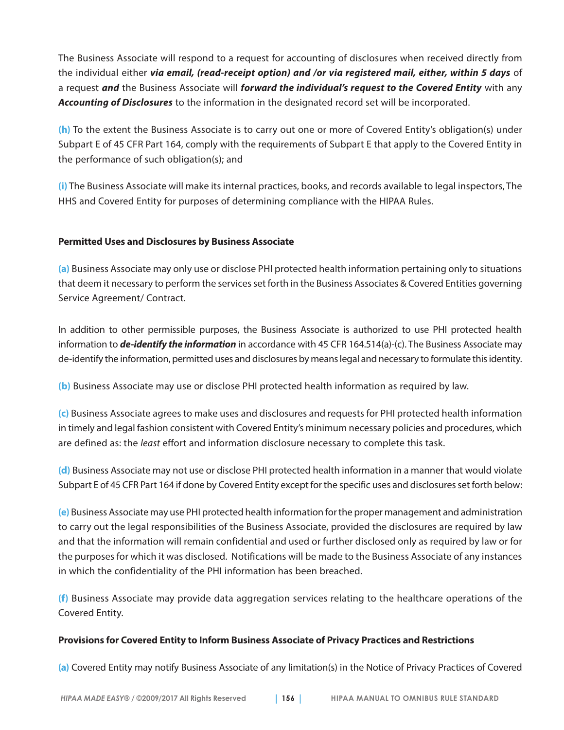The Business Associate will respond to a request for accounting of disclosures when received directly from the individual either ***via email, (read-receipt option) and /or via registered mail, either, within 5 days*** of a request ***and*** the Business Associate will ***forward the individual's request to the Covered Entity*** with any ***Accounting of Disclosures*** to the information in the designated record set will be incorporated.

**(h)** To the extent the Business Associate is to carry out one or more of Covered Entity's obligation(s) under Subpart E of 45 CFR Part 164, comply with the requirements of Subpart E that apply to the Covered Entity in the performance of such obligation(s); and

**(i)** The Business Associate will make its internal practices, books, and records available to legal inspectors, The HHS and Covered Entity for purposes of determining compliance with the HIPAA Rules.

**Permitted Uses and Disclosures by Business Associate**

**(a)** Business Associate may only use or disclose PHI protected health information pertaining only to situations that deem it necessary to perform the services set forth in the Business Associates & Covered Entities governing Service Agreement/ Contract.

In addition to other permissible purposes, the Business Associate is authorized to use PHI protected health information to ***de-identify the information*** in accordance with 45 CFR 164.514(a)-(c). The Business Associate may de-identify the information, permitted uses and disclosures by means legal and necessary to formulate this identity.

**(b)** Business Associate may use or disclose PHI protected health information as required by law.

**(c)** Business Associate agrees to make uses and disclosures and requests for PHI protected health information in timely and legal fashion consistent with Covered Entity's minimum necessary policies and procedures, which are defined as: the *least* effort and information disclosure necessary to complete this task.

**(d)** Business Associate may not use or disclose PHI protected health information in a manner that would violate Subpart E of 45 CFR Part 164 if done by Covered Entity except for the specific uses and disclosures set forth below:

**(e)** Business Associate may use PHI protected health information for the proper management and administration to carry out the legal responsibilities of the Business Associate, provided the disclosures are required by law and that the information will remain confidential and used or further disclosed only as required by law or for the purposes for which it was disclosed. Notifications will be made to the Business Associate of any instances in which the confidentiality of the PHI information has been breached.

**(f)** Business Associate may provide data aggregation services relating to the healthcare operations of the Covered Entity.

**Provisions for Covered Entity to Inform Business Associate of Privacy Practices and Restrictions**

**(a)** Covered Entity may notify Business Associate of any limitation(s) in the Notice of Privacy Practices of Covered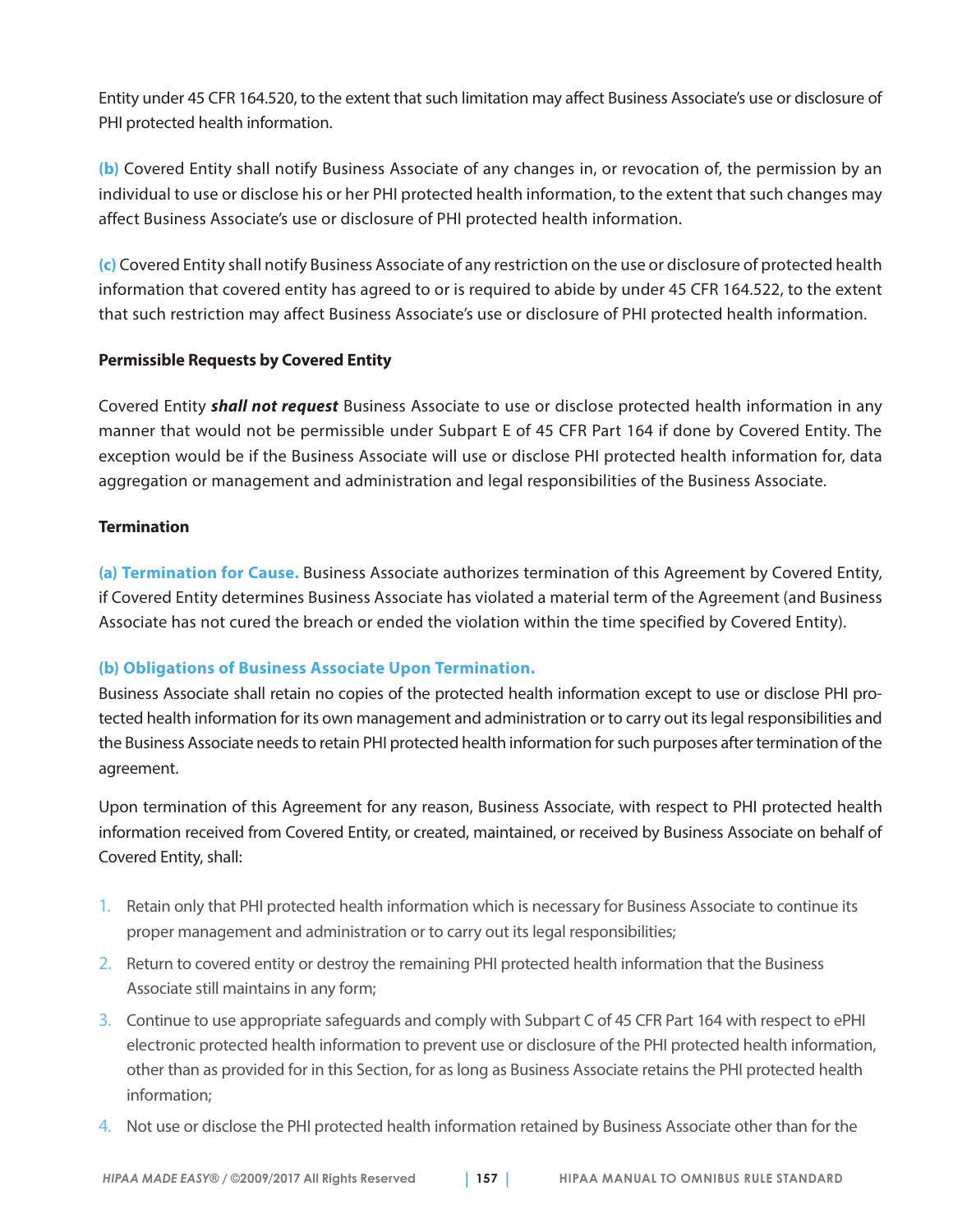Entity under 45 CFR 164.520, to the extent that such limitation may affect Business Associate's use or disclosure of PHI protected health information.

**(b)** Covered Entity shall notify Business Associate of any changes in, or revocation of, the permission by an individual to use or disclose his or her PHI protected health information, to the extent that such changes may affect Business Associate's use or disclosure of PHI protected health information.

**(c)** Covered Entity shall notify Business Associate of any restriction on the use or disclosure of protected health information that covered entity has agreed to or is required to abide by under 45 CFR 164.522, to the extent that such restriction may affect Business Associate's use or disclosure of PHI protected health information.

**Permissible Requests by Covered Entity**

Covered Entity ***shall not request*** Business Associate to use or disclose protected health information in any manner that would not be permissible under Subpart E of 45 CFR Part 164 if done by Covered Entity. The exception would be if the Business Associate will use or disclose PHI protected health information for, data aggregation or management and administration and legal responsibilities of the Business Associate.

**Termination**

**(a) Termination for Cause.** Business Associate authorizes termination of this Agreement by Covered Entity, if Covered Entity determines Business Associate has violated a material term of the Agreement (and Business Associate has not cured the breach or ended the violation within the time specified by Covered Entity).

**(b) Obligations of Business Associate Upon Termination.**

Business Associate shall retain no copies of the protected health information except to use or disclose PHI protected health information for its own management and administration or to carry out its legal responsibilities and the Business Associate needs to retain PHI protected health information for such purposes after termination of the agreement.

Upon termination of this Agreement for any reason, Business Associate, with respect to PHI protected health information received from Covered Entity, or created, maintained, or received by Business Associate on behalf of Covered Entity, shall:

1. Retain only that PHI protected health information which is necessary for Business Associate to continue its proper management and administration or to carry out its legal responsibilities;
2. Return to covered entity or destroy the remaining PHI protected health information that the Business Associate still maintains in any form;
3. Continue to use appropriate safeguards and comply with Subpart C of 45 CFR Part 164 with respect to ePHI electronic protected health information to prevent use or disclosure of the PHI protected health information, other than as provided for in this Section, for as long as Business Associate retains the PHI protected health information;
4. Not use or disclose the PHI protected health information retained by Business Associate other than for the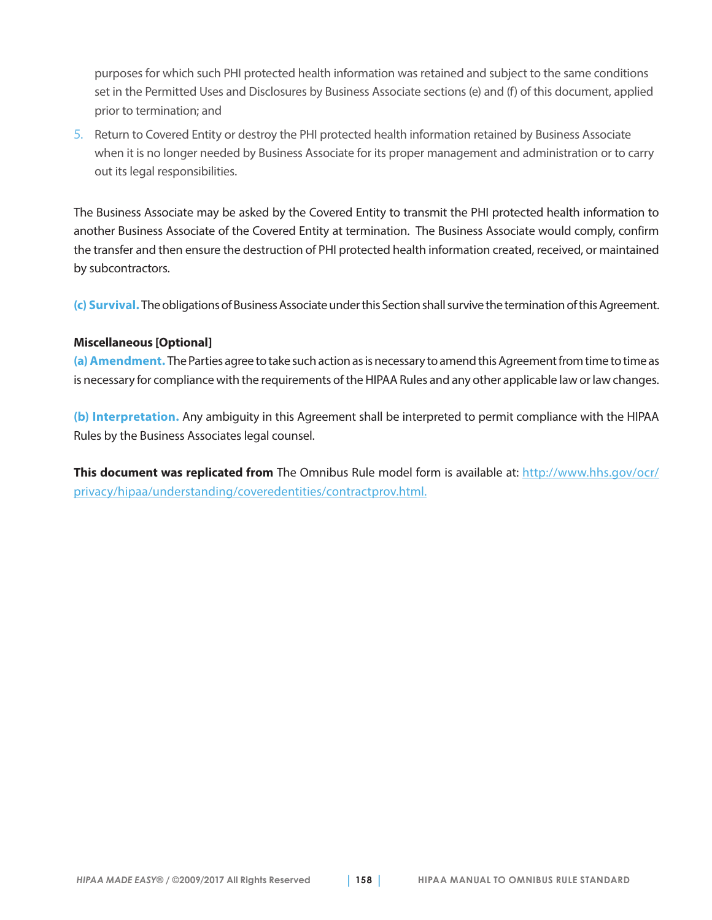purposes for which such PHI protected health information was retained and subject to the same conditions set in the Permitted Uses and Disclosures by Business Associate sections (e) and (f) of this document, applied prior to termination; and

5. Return to Covered Entity or destroy the PHI protected health information retained by Business Associate when it is no longer needed by Business Associate for its proper management and administration or to carry out its legal responsibilities.

The Business Associate may be asked by the Covered Entity to transmit the PHI protected health information to another Business Associate of the Covered Entity at termination. The Business Associate would comply, confirm the transfer and then ensure the destruction of PHI protected health information created, received, or maintained by subcontractors.

**(c) Survival.** The obligations of Business Associate under this Section shall survive the termination of this Agreement.

**Miscellaneous [Optional]**

**(a) Amendment.** The Parties agree to take such action as is necessary to amend this Agreement from time to time as is necessary for compliance with the requirements of the HIPAA Rules and any other applicable law or law changes.

**(b) Interpretation.** Any ambiguity in this Agreement shall be interpreted to permit compliance with the HIPAA Rules by the Business Associates legal counsel.

**This document was replicated from** The Omnibus Rule model form is available at: [http://www.hhs.gov/ocr/privacy/hipaa/understanding/coveredentities/contractprov.html.](http://www.hhs.gov/ocr/privacy/hipaa/understanding/coveredentities/contractprov.html)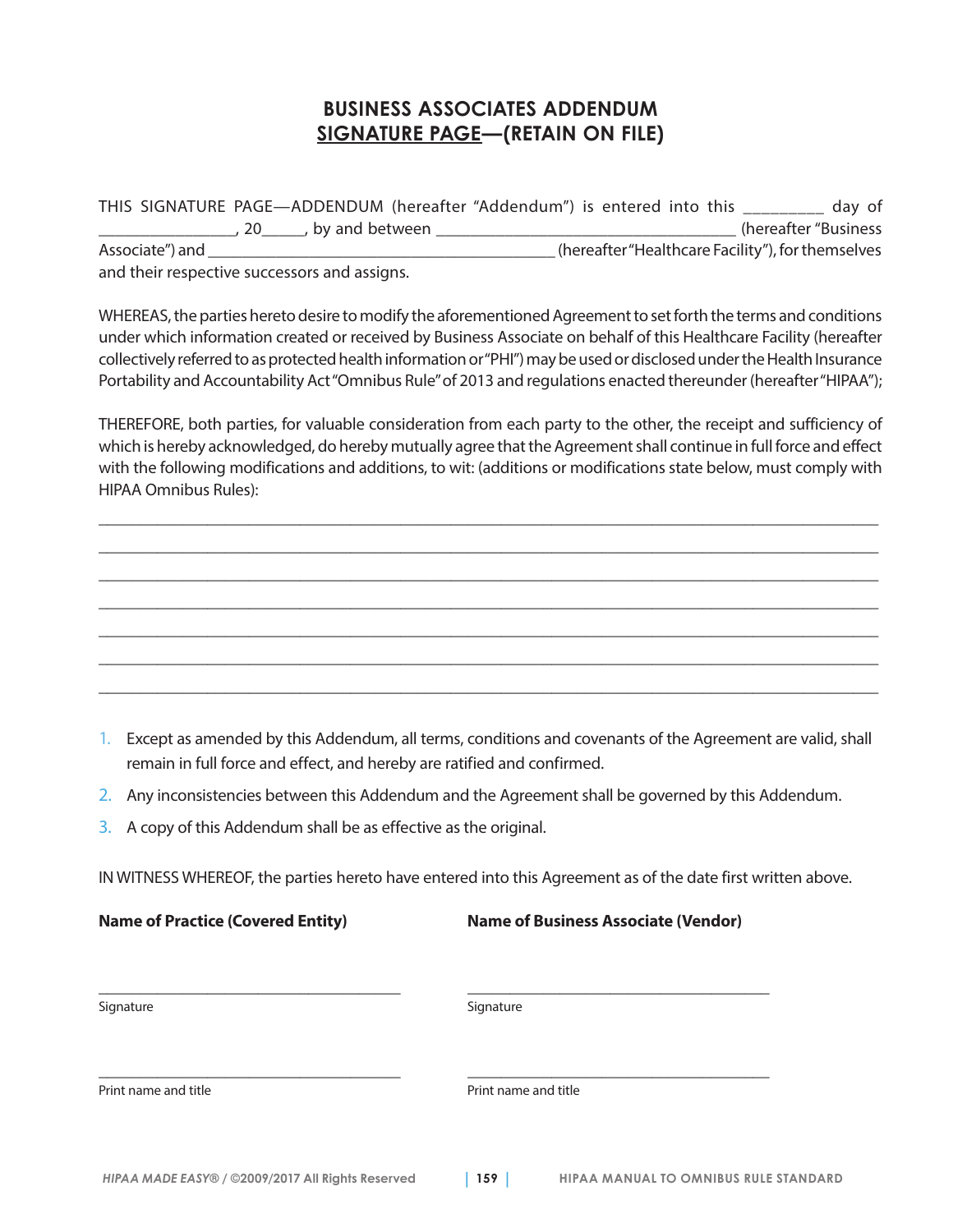# BUSINESS ASSOCIATES ADDENDUM
## SIGNATURE PAGE—(RETAIN ON FILE)

THIS SIGNATURE PAGE—ADDENDUM (hereafter "Addendum") is entered into this _________ day of _______________, 20_____, by and between ___________________________________ (hereafter "Business Associate") and _________________________________________ (hereafter "Healthcare Facility"), for themselves and their respective successors and assigns.

WHEREAS, the parties hereto desire to modify the aforementioned Agreement to set forth the terms and conditions under which information created or received by Business Associate on behalf of this Healthcare Facility (hereafter collectively referred to as protected health information or "PHI") may be used or disclosed under the Health Insurance Portability and Accountability Act "Omnibus Rule" of 2013 and regulations enacted thereunder (hereafter "HIPAA");

THEREFORE, both parties, for valuable consideration from each party to the other, the receipt and sufficiency of which is hereby acknowledged, do hereby mutually agree that the Agreement shall continue in full force and effect with the following modifications and additions, to wit: (additions or modifications state below, must comply with HIPAA Omnibus Rules):

_____________________________________________________________________________________

_____________________________________________________________________________________

_____________________________________________________________________________________

_____________________________________________________________________________________

_____________________________________________________________________________________

_____________________________________________________________________________________

_____________________________________________________________________________________

1. Except as amended by this Addendum, all terms, conditions and covenants of the Agreement are valid, shall remain in full force and effect, and hereby are ratified and confirmed.
2. Any inconsistencies between this Addendum and the Agreement shall be governed by this Addendum.
3. A copy of this Addendum shall be as effective as the original.

IN WITNESS WHEREOF, the parties hereto have entered into this Agreement as of the date first written above.

**Name of Practice (Covered Entity)**

_______________________________________
Signature

_______________________________________
Print name and title

**Name of Business Associate (Vendor)**

_______________________________________
Signature

_______________________________________
Print name and title